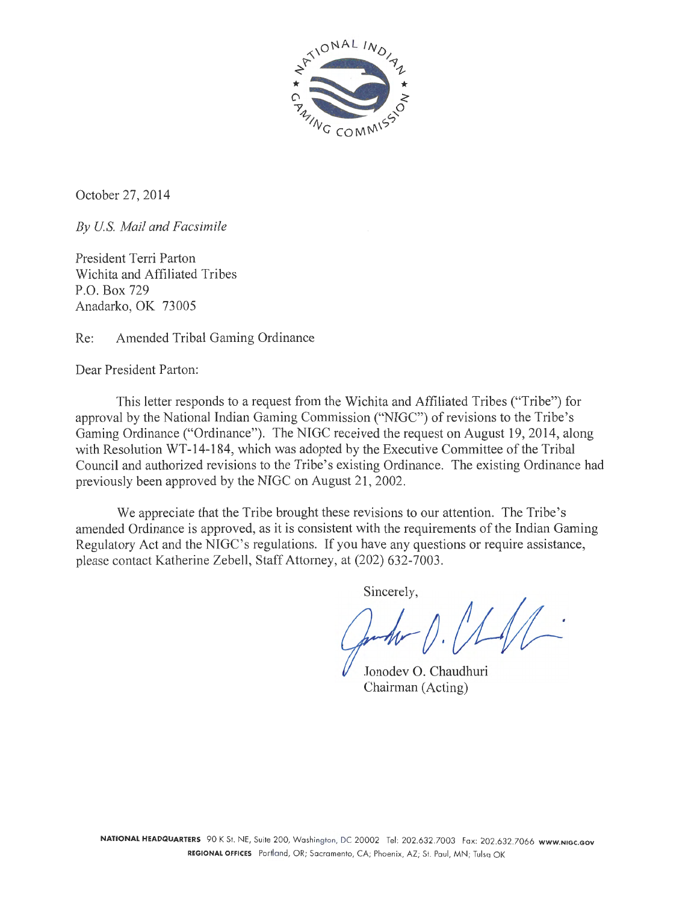October 27, 2014

*By U.S. Mail and Facsimile*

President Terri Parton  
Wichita and Affiliated Tribes  
P.O. Box 729  
Anadarko, OK 73005

Re: Amended Tribal Gaming Ordinance

Dear President Parton:

This letter responds to a request from the Wichita and Affiliated Tribes ("Tribe") for approval by the National Indian Gaming Commission ("NIGC") of revisions to the Tribe's Gaming Ordinance ("Ordinance"). The NIGC received the request on August 19, 2014, along with Resolution WT-14-184, which was adopted by the Executive Committee of the Tribal Council and authorized revisions to the Tribe's existing Ordinance. The existing Ordinance had previously been approved by the NIGC on August 21, 2002.

We appreciate that the Tribe brought these revisions to our attention. The Tribe's amended Ordinance is approved, as it is consistent with the requirements of the Indian Gaming Regulatory Act and the NIGC's regulations. If you have any questions or require assistance, please contact Katherine Zebell, Staff Attorney, at (202) 632-7003.

Sincerely,

Jonodev O. Chaudhuri  
Chairman (Acting)

**NATIONAL HEADQUARTERS** 90 K St. NE, Suite 200, Washington, DC 20002 Tel: 202.632.7003 Fax: 202.632.7066 **WWW.NIGC.GOV**  
**REGIONAL OFFICES** Portland, OR; Sacramento, CA; Phoenix, AZ; St. Paul, MN; Tulsa OK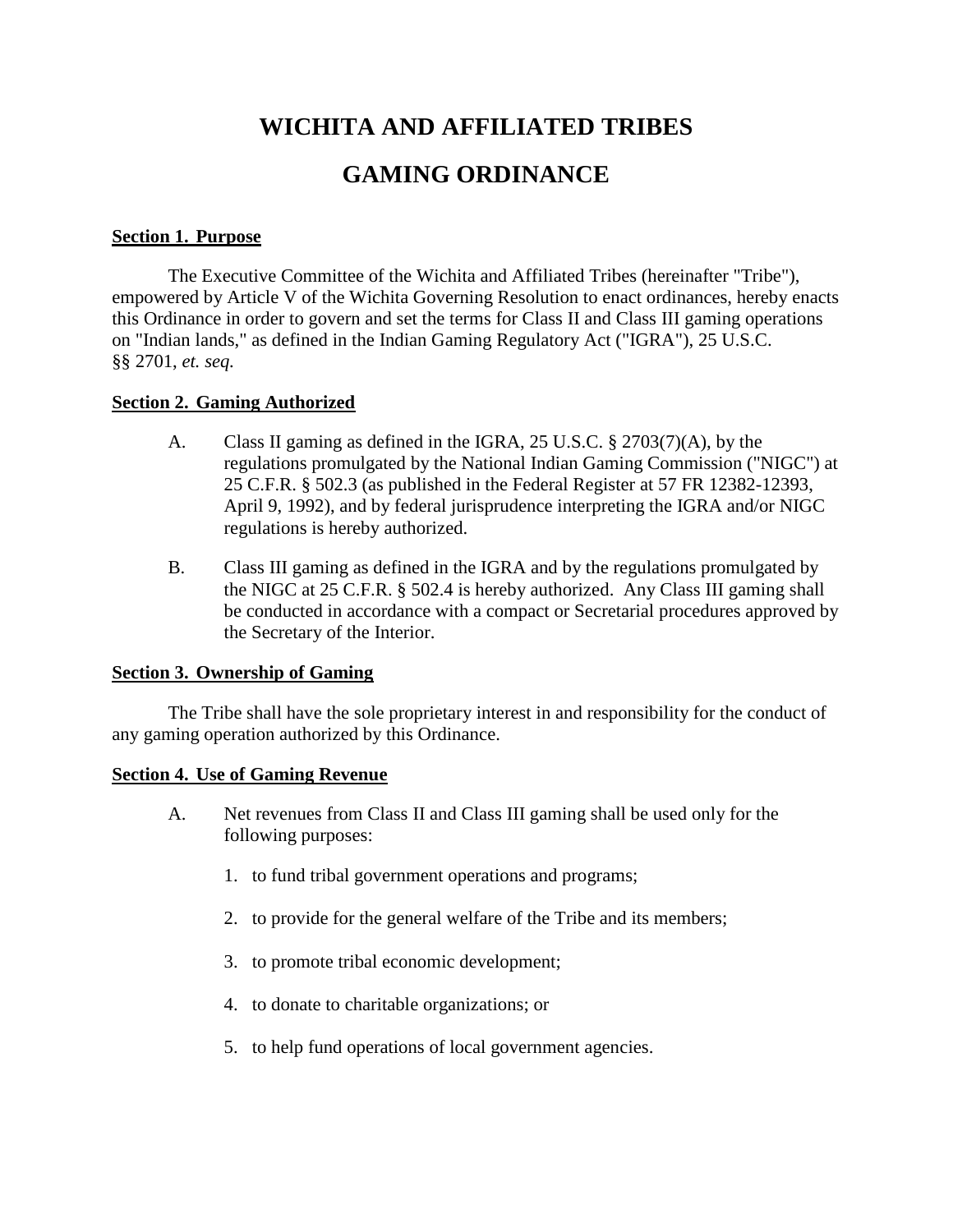# WICHITA AND AFFILIATED TRIBES

# GAMING ORDINANCE

**Section 1. Purpose**

The Executive Committee of the Wichita and Affiliated Tribes (hereinafter "Tribe"), empowered by Article V of the Wichita Governing Resolution to enact ordinances, hereby enacts this Ordinance in order to govern and set the terms for Class II and Class III gaming operations on "Indian lands," as defined in the Indian Gaming Regulatory Act ("IGRA"), 25 U.S.C. §§ 2701, *et. seq.*

**Section 2. Gaming Authorized**

A. Class II gaming as defined in the IGRA, 25 U.S.C. § 2703(7)(A), by the regulations promulgated by the National Indian Gaming Commission ("NIGC") at 25 C.F.R. § 502.3 (as published in the Federal Register at 57 FR 12382-12393, April 9, 1992), and by federal jurisprudence interpreting the IGRA and/or NIGC regulations is hereby authorized.

B. Class III gaming as defined in the IGRA and by the regulations promulgated by the NIGC at 25 C.F.R. § 502.4 is hereby authorized. Any Class III gaming shall be conducted in accordance with a compact or Secretarial procedures approved by the Secretary of the Interior.

**Section 3. Ownership of Gaming**

The Tribe shall have the sole proprietary interest in and responsibility for the conduct of any gaming operation authorized by this Ordinance.

**Section 4. Use of Gaming Revenue**

A. Net revenues from Class II and Class III gaming shall be used only for the following purposes:

1. to fund tribal government operations and programs;
2. to provide for the general welfare of the Tribe and its members;
3. to promote tribal economic development;
4. to donate to charitable organizations; or
5. to help fund operations of local government agencies.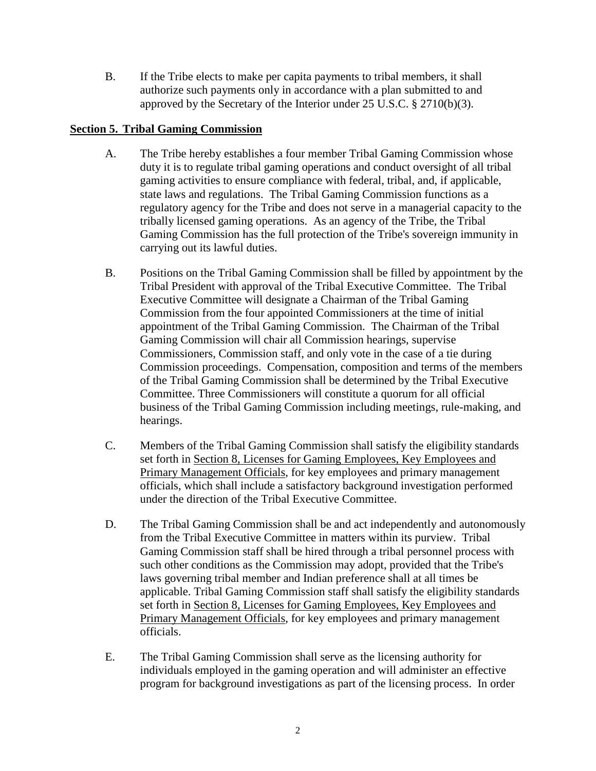B. If the Tribe elects to make per capita payments to tribal members, it shall authorize such payments only in accordance with a plan submitted to and approved by the Secretary of the Interior under 25 U.S.C. § 2710(b)(3).

## Section 5. Tribal Gaming Commission

A. The Tribe hereby establishes a four member Tribal Gaming Commission whose duty it is to regulate tribal gaming operations and conduct oversight of all tribal gaming activities to ensure compliance with federal, tribal, and, if applicable, state laws and regulations. The Tribal Gaming Commission functions as a regulatory agency for the Tribe and does not serve in a managerial capacity to the tribally licensed gaming operations. As an agency of the Tribe, the Tribal Gaming Commission has the full protection of the Tribe's sovereign immunity in carrying out its lawful duties.

B. Positions on the Tribal Gaming Commission shall be filled by appointment by the Tribal President with approval of the Tribal Executive Committee. The Tribal Executive Committee will designate a Chairman of the Tribal Gaming Commission from the four appointed Commissioners at the time of initial appointment of the Tribal Gaming Commission. The Chairman of the Tribal Gaming Commission will chair all Commission hearings, supervise Commissioners, Commission staff, and only vote in the case of a tie during Commission proceedings. Compensation, composition and terms of the members of the Tribal Gaming Commission shall be determined by the Tribal Executive Committee. Three Commissioners will constitute a quorum for all official business of the Tribal Gaming Commission including meetings, rule-making, and hearings.

C. Members of the Tribal Gaming Commission shall satisfy the eligibility standards set forth in Section 8, Licenses for Gaming Employees, Key Employees and Primary Management Officials, for key employees and primary management officials, which shall include a satisfactory background investigation performed under the direction of the Tribal Executive Committee.

D. The Tribal Gaming Commission shall be and act independently and autonomously from the Tribal Executive Committee in matters within its purview. Tribal Gaming Commission staff shall be hired through a tribal personnel process with such other conditions as the Commission may adopt, provided that the Tribe's laws governing tribal member and Indian preference shall at all times be applicable. Tribal Gaming Commission staff shall satisfy the eligibility standards set forth in Section 8, Licenses for Gaming Employees, Key Employees and Primary Management Officials, for key employees and primary management officials.

E. The Tribal Gaming Commission shall serve as the licensing authority for individuals employed in the gaming operation and will administer an effective program for background investigations as part of the licensing process. In order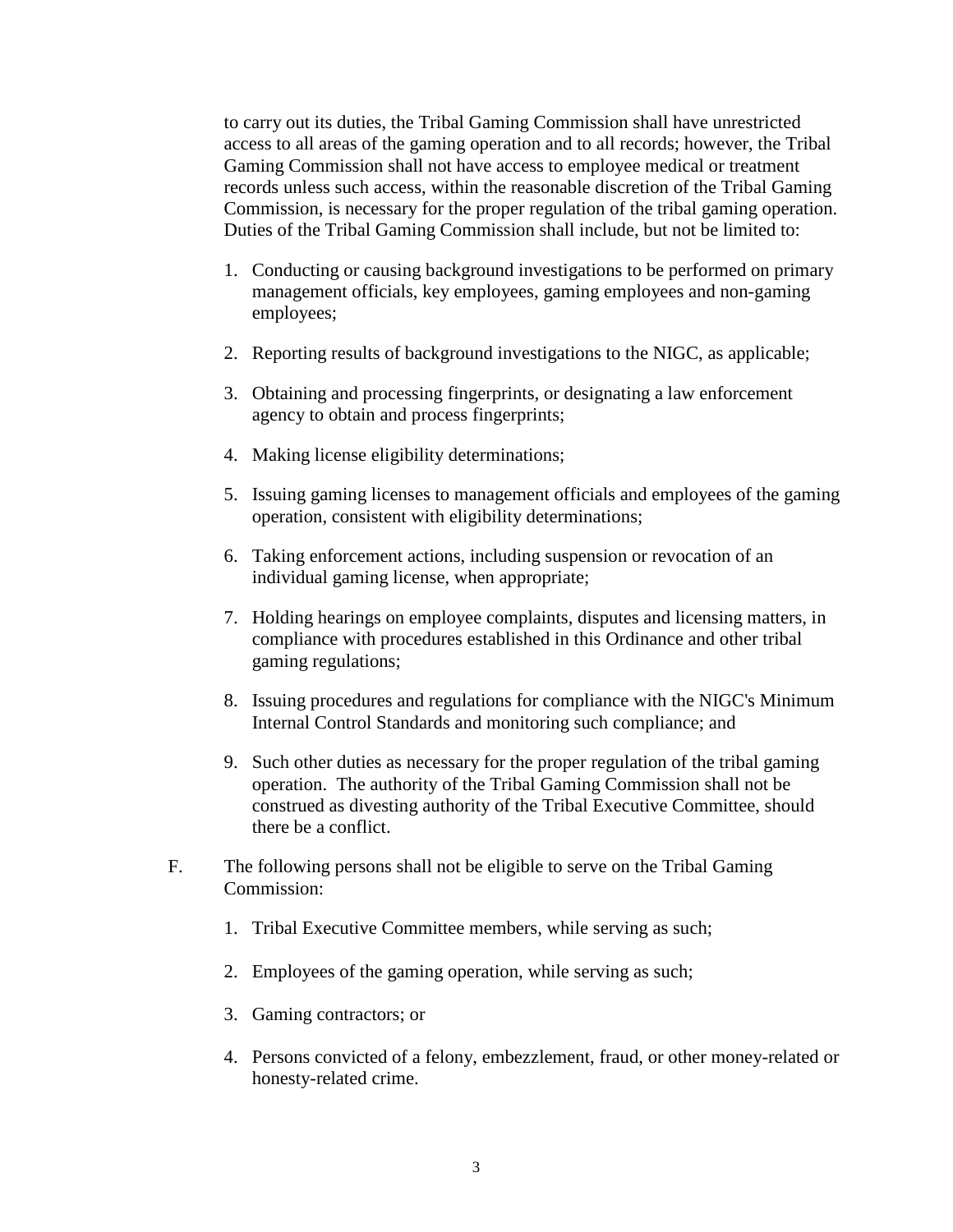to carry out its duties, the Tribal Gaming Commission shall have unrestricted access to all areas of the gaming operation and to all records; however, the Tribal Gaming Commission shall not have access to employee medical or treatment records unless such access, within the reasonable discretion of the Tribal Gaming Commission, is necessary for the proper regulation of the tribal gaming operation. Duties of the Tribal Gaming Commission shall include, but not be limited to:

1. Conducting or causing background investigations to be performed on primary management officials, key employees, gaming employees and non-gaming employees;

2. Reporting results of background investigations to the NIGC, as applicable;

3. Obtaining and processing fingerprints, or designating a law enforcement agency to obtain and process fingerprints;

4. Making license eligibility determinations;

5. Issuing gaming licenses to management officials and employees of the gaming operation, consistent with eligibility determinations;

6. Taking enforcement actions, including suspension or revocation of an individual gaming license, when appropriate;

7. Holding hearings on employee complaints, disputes and licensing matters, in compliance with procedures established in this Ordinance and other tribal gaming regulations;

8. Issuing procedures and regulations for compliance with the NIGC's Minimum Internal Control Standards and monitoring such compliance; and

9. Such other duties as necessary for the proper regulation of the tribal gaming operation. The authority of the Tribal Gaming Commission shall not be construed as divesting authority of the Tribal Executive Committee, should there be a conflict.

F. The following persons shall not be eligible to serve on the Tribal Gaming Commission:

1. Tribal Executive Committee members, while serving as such;

2. Employees of the gaming operation, while serving as such;

3. Gaming contractors; or

4. Persons convicted of a felony, embezzlement, fraud, or other money-related or honesty-related crime.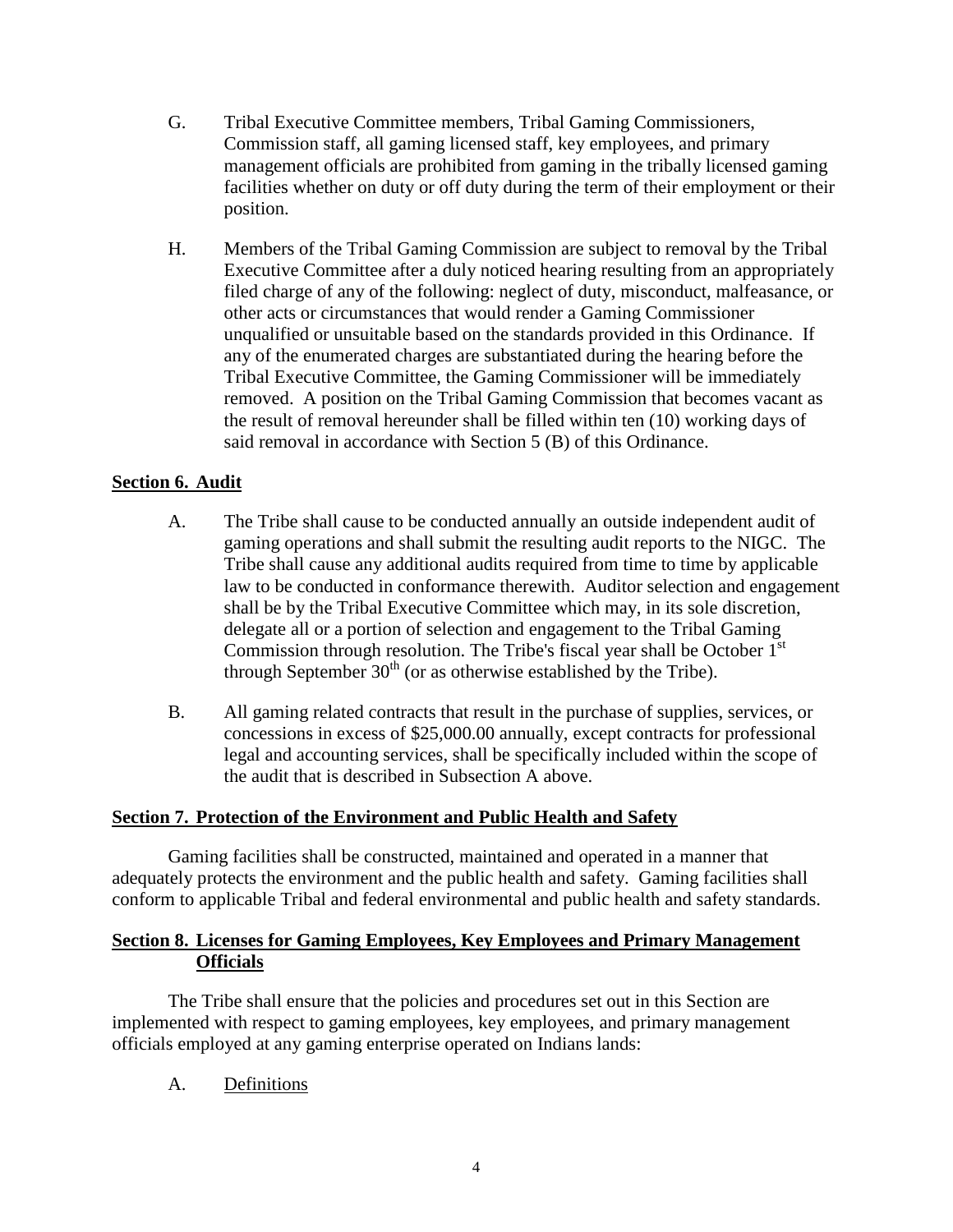G. Tribal Executive Committee members, Tribal Gaming Commissioners, Commission staff, all gaming licensed staff, key employees, and primary management officials are prohibited from gaming in the tribally licensed gaming facilities whether on duty or off duty during the term of their employment or their position.

H. Members of the Tribal Gaming Commission are subject to removal by the Tribal Executive Committee after a duly noticed hearing resulting from an appropriately filed charge of any of the following: neglect of duty, misconduct, malfeasance, or other acts or circumstances that would render a Gaming Commissioner unqualified or unsuitable based on the standards provided in this Ordinance. If any of the enumerated charges are substantiated during the hearing before the Tribal Executive Committee, the Gaming Commissioner will be immediately removed. A position on the Tribal Gaming Commission that becomes vacant as the result of removal hereunder shall be filled within ten (10) working days of said removal in accordance with Section 5 (B) of this Ordinance.

## Section 6. Audit

A. The Tribe shall cause to be conducted annually an outside independent audit of gaming operations and shall submit the resulting audit reports to the NIGC. The Tribe shall cause any additional audits required from time to time by applicable law to be conducted in conformance therewith. Auditor selection and engagement shall be by the Tribal Executive Committee which may, in its sole discretion, delegate all or a portion of selection and engagement to the Tribal Gaming Commission through resolution. The Tribe's fiscal year shall be October 1st through September 30th (or as otherwise established by the Tribe).

B. All gaming related contracts that result in the purchase of supplies, services, or concessions in excess of $25,000.00 annually, except contracts for professional legal and accounting services, shall be specifically included within the scope of the audit that is described in Subsection A above.

## Section 7. Protection of the Environment and Public Health and Safety

Gaming facilities shall be constructed, maintained and operated in a manner that adequately protects the environment and the public health and safety. Gaming facilities shall conform to applicable Tribal and federal environmental and public health and safety standards.

## Section 8. Licenses for Gaming Employees, Key Employees and Primary Management Officials

The Tribe shall ensure that the policies and procedures set out in this Section are implemented with respect to gaming employees, key employees, and primary management officials employed at any gaming enterprise operated on Indians lands:

A. Definitions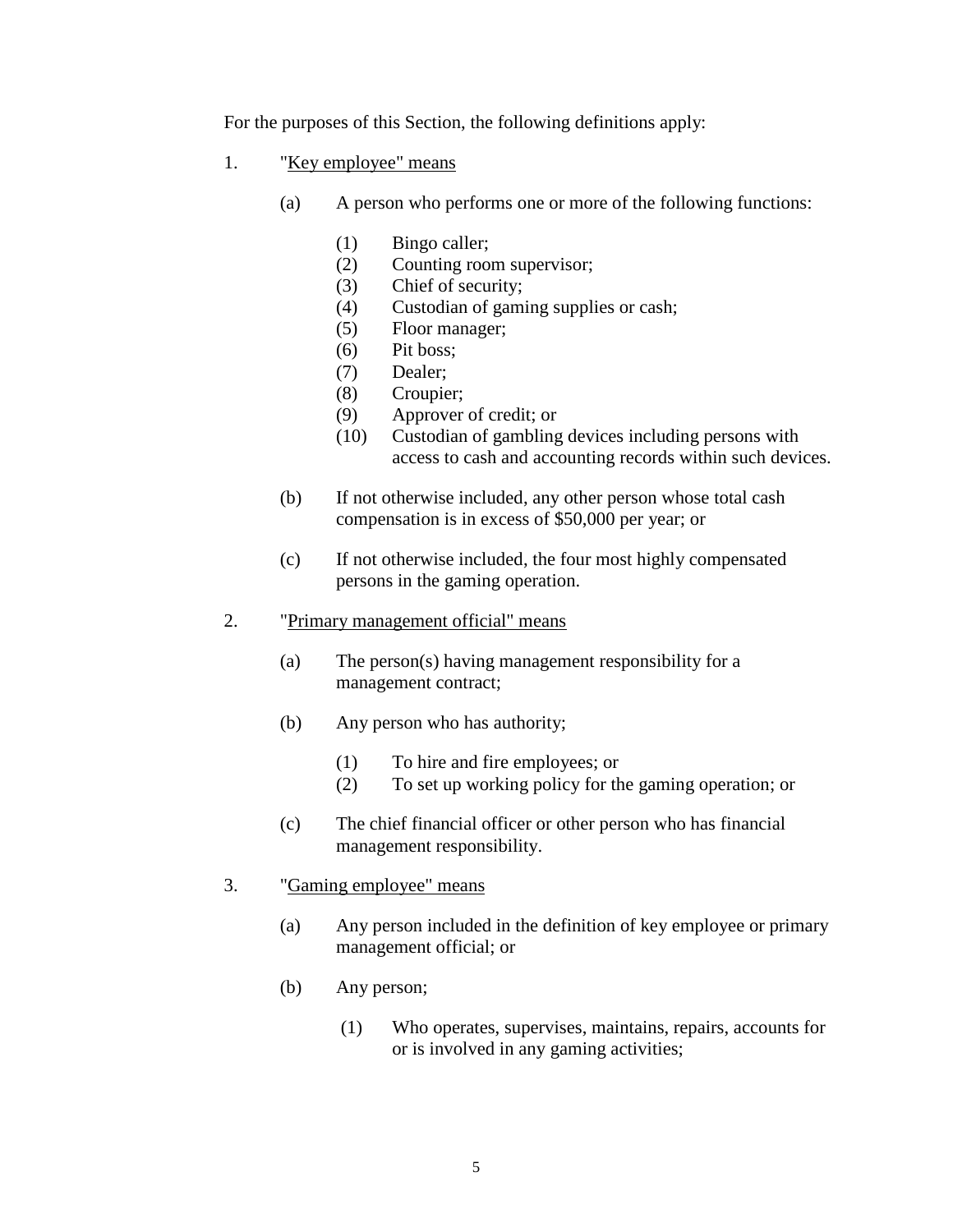For the purposes of this Section, the following definitions apply:

1. "Key employee" means

   (a) A person who performs one or more of the following functions:

      (1) Bingo caller;
      (2) Counting room supervisor;
      (3) Chief of security;
      (4) Custodian of gaming supplies or cash;
      (5) Floor manager;
      (6) Pit boss;
      (7) Dealer;
      (8) Croupier;
      (9) Approver of credit; or
      (10) Custodian of gambling devices including persons with access to cash and accounting records within such devices.

   (b) If not otherwise included, any other person whose total cash compensation is in excess of $50,000 per year; or

   (c) If not otherwise included, the four most highly compensated persons in the gaming operation.

2. "Primary management official" means

   (a) The person(s) having management responsibility for a management contract;

   (b) Any person who has authority;

      (1) To hire and fire employees; or
      (2) To set up working policy for the gaming operation; or

   (c) The chief financial officer or other person who has financial management responsibility.

3. "Gaming employee" means

   (a) Any person included in the definition of key employee or primary management official; or

   (b) Any person;

      (1) Who operates, supervises, maintains, repairs, accounts for or is involved in any gaming activities;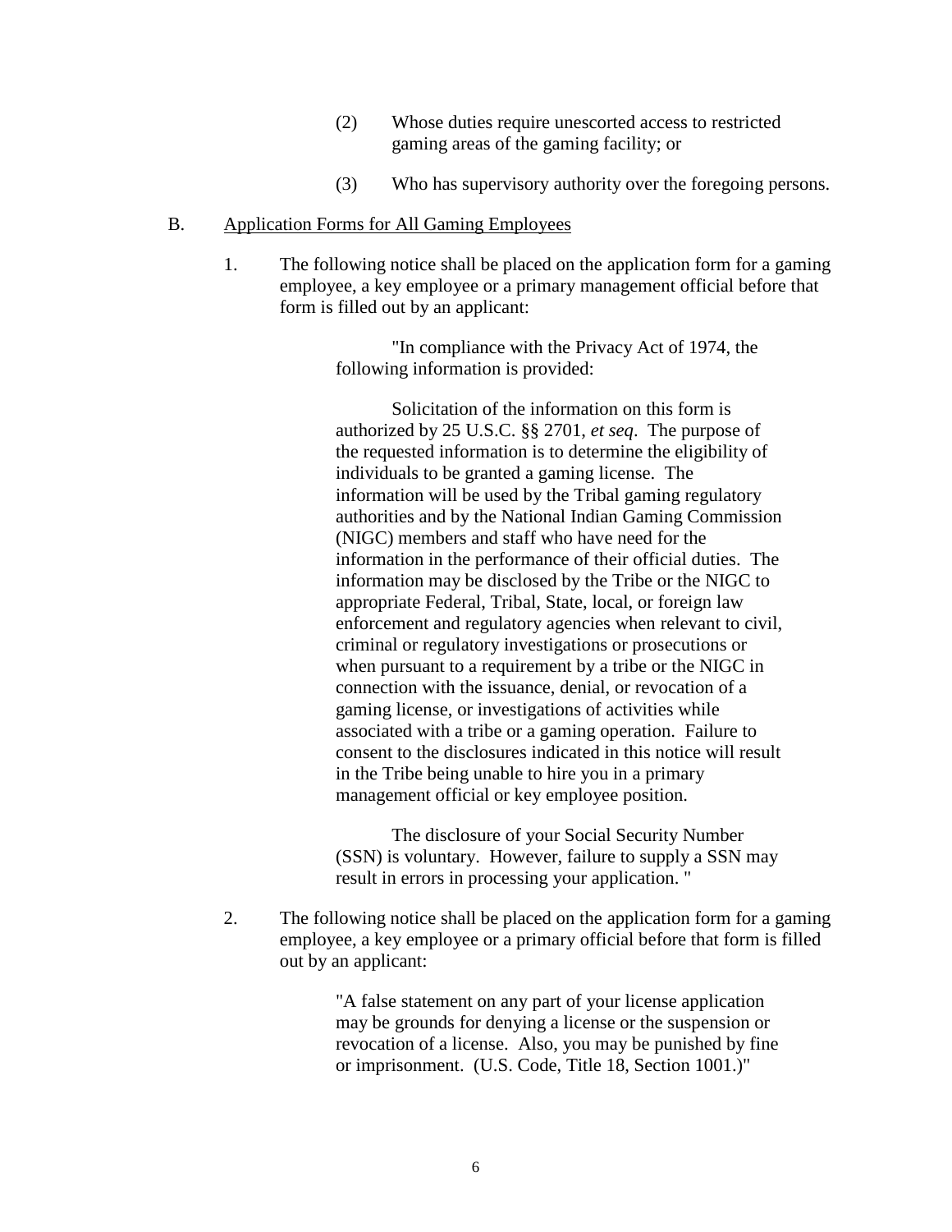(2) Whose duties require unescorted access to restricted gaming areas of the gaming facility; or

(3) Who has supervisory authority over the foregoing persons.

B. Application Forms for All Gaming Employees

1. The following notice shall be placed on the application form for a gaming employee, a key employee or a primary management official before that form is filled out by an applicant:

> "In compliance with the Privacy Act of 1974, the following information is provided:
>
> Solicitation of the information on this form is authorized by 25 U.S.C. §§ 2701, *et seq*. The purpose of the requested information is to determine the eligibility of individuals to be granted a gaming license. The information will be used by the Tribal gaming regulatory authorities and by the National Indian Gaming Commission (NIGC) members and staff who have need for the information in the performance of their official duties. The information may be disclosed by the Tribe or the NIGC to appropriate Federal, Tribal, State, local, or foreign law enforcement and regulatory agencies when relevant to civil, criminal or regulatory investigations or prosecutions or when pursuant to a requirement by a tribe or the NIGC in connection with the issuance, denial, or revocation of a gaming license, or investigations of activities while associated with a tribe or a gaming operation. Failure to consent to the disclosures indicated in this notice will result in the Tribe being unable to hire you in a primary management official or key employee position.
>
> The disclosure of your Social Security Number (SSN) is voluntary. However, failure to supply a SSN may result in errors in processing your application. "

2. The following notice shall be placed on the application form for a gaming employee, a key employee or a primary official before that form is filled out by an applicant:

> "A false statement on any part of your license application may be grounds for denying a license or the suspension or revocation of a license. Also, you may be punished by fine or imprisonment. (U.S. Code, Title 18, Section 1001.)"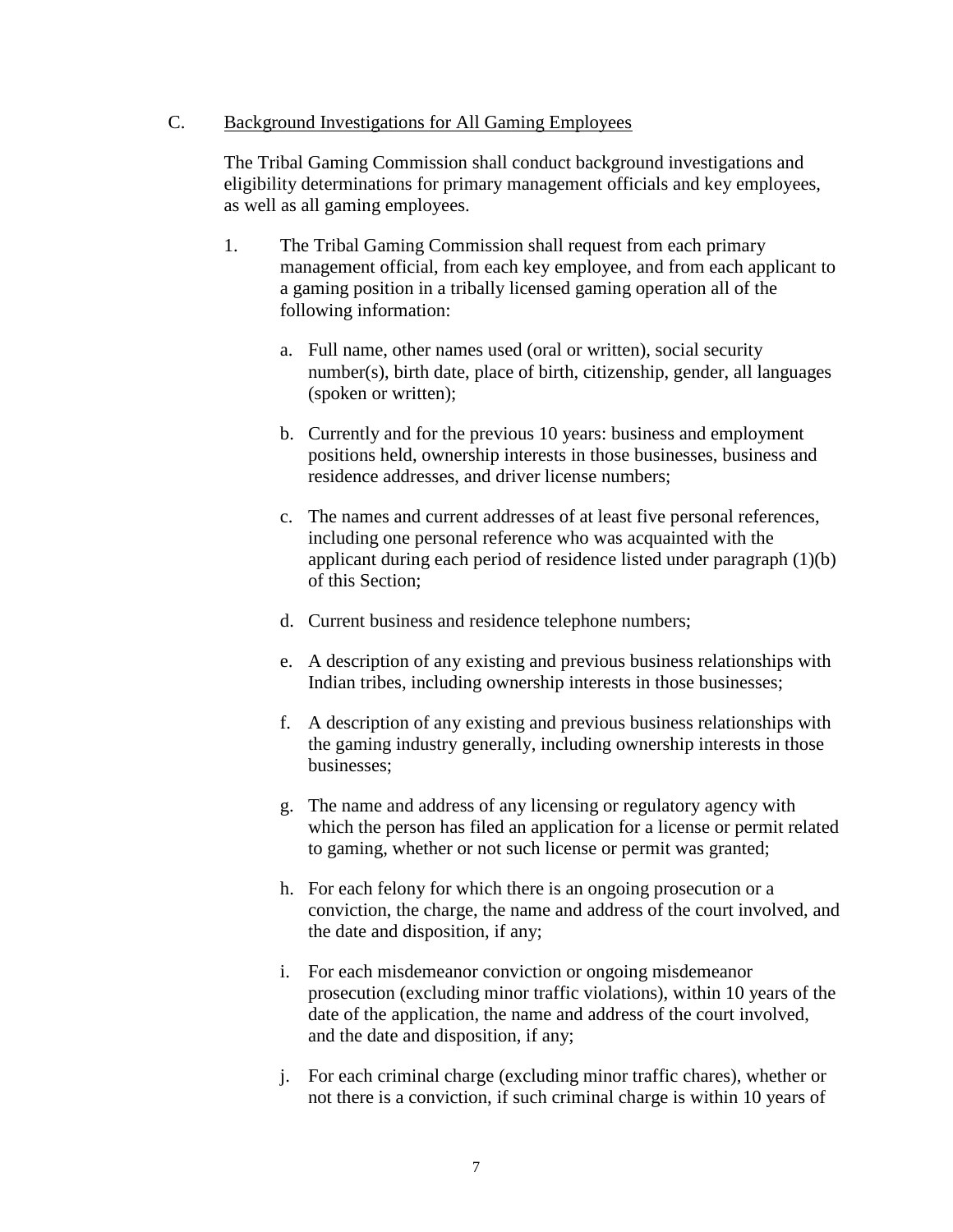C. <u>Background Investigations for All Gaming Employees</u>

The Tribal Gaming Commission shall conduct background investigations and eligibility determinations for primary management officials and key employees, as well as all gaming employees.

1. The Tribal Gaming Commission shall request from each primary management official, from each key employee, and from each applicant to a gaming position in a tribally licensed gaming operation all of the following information:

   a. Full name, other names used (oral or written), social security number(s), birth date, place of birth, citizenship, gender, all languages (spoken or written);

   b. Currently and for the previous 10 years: business and employment positions held, ownership interests in those businesses, business and residence addresses, and driver license numbers;

   c. The names and current addresses of at least five personal references, including one personal reference who was acquainted with the applicant during each period of residence listed under paragraph (1)(b) of this Section;

   d. Current business and residence telephone numbers;

   e. A description of any existing and previous business relationships with Indian tribes, including ownership interests in those businesses;

   f. A description of any existing and previous business relationships with the gaming industry generally, including ownership interests in those businesses;

   g. The name and address of any licensing or regulatory agency with which the person has filed an application for a license or permit related to gaming, whether or not such license or permit was granted;

   h. For each felony for which there is an ongoing prosecution or a conviction, the charge, the name and address of the court involved, and the date and disposition, if any;

   i. For each misdemeanor conviction or ongoing misdemeanor prosecution (excluding minor traffic violations), within 10 years of the date of the application, the name and address of the court involved, and the date and disposition, if any;

   j. For each criminal charge (excluding minor traffic chares), whether or not there is a conviction, if such criminal charge is within 10 years of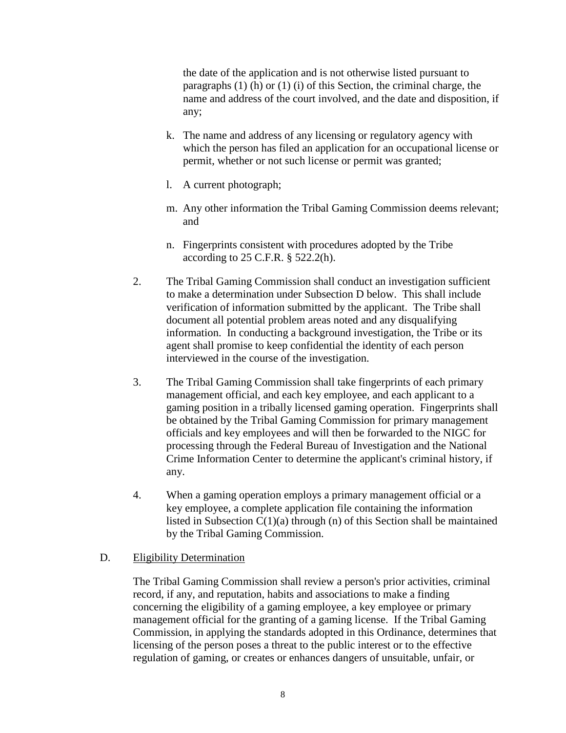the date of the application and is not otherwise listed pursuant to paragraphs (1) (h) or (1) (i) of this Section, the criminal charge, the name and address of the court involved, and the date and disposition, if any;

k. The name and address of any licensing or regulatory agency with which the person has filed an application for an occupational license or permit, whether or not such license or permit was granted;

l. A current photograph;

m. Any other information the Tribal Gaming Commission deems relevant; and

n. Fingerprints consistent with procedures adopted by the Tribe according to 25 C.F.R. § 522.2(h).

2. The Tribal Gaming Commission shall conduct an investigation sufficient to make a determination under Subsection D below. This shall include verification of information submitted by the applicant. The Tribe shall document all potential problem areas noted and any disqualifying information. In conducting a background investigation, the Tribe or its agent shall promise to keep confidential the identity of each person interviewed in the course of the investigation.

3. The Tribal Gaming Commission shall take fingerprints of each primary management official, and each key employee, and each applicant to a gaming position in a tribally licensed gaming operation. Fingerprints shall be obtained by the Tribal Gaming Commission for primary management officials and key employees and will then be forwarded to the NIGC for processing through the Federal Bureau of Investigation and the National Crime Information Center to determine the applicant's criminal history, if any.

4. When a gaming operation employs a primary management official or a key employee, a complete application file containing the information listed in Subsection C(1)(a) through (n) of this Section shall be maintained by the Tribal Gaming Commission.

D. Eligibility Determination

The Tribal Gaming Commission shall review a person's prior activities, criminal record, if any, and reputation, habits and associations to make a finding concerning the eligibility of a gaming employee, a key employee or primary management official for the granting of a gaming license. If the Tribal Gaming Commission, in applying the standards adopted in this Ordinance, determines that licensing of the person poses a threat to the public interest or to the effective regulation of gaming, or creates or enhances dangers of unsuitable, unfair, or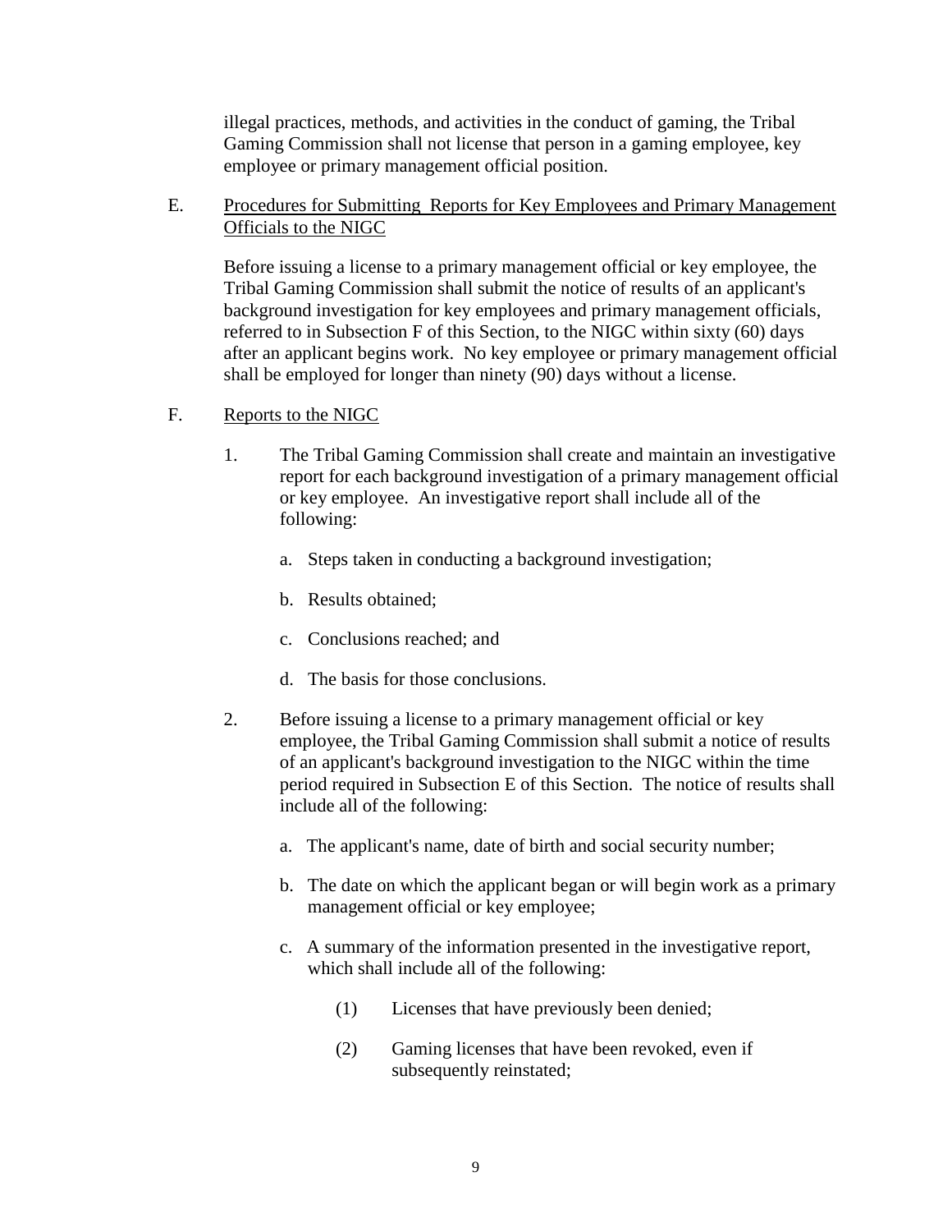illegal practices, methods, and activities in the conduct of gaming, the Tribal Gaming Commission shall not license that person in a gaming employee, key employee or primary management official position.

E. Procedures for Submitting Reports for Key Employees and Primary Management Officials to the NIGC

Before issuing a license to a primary management official or key employee, the Tribal Gaming Commission shall submit the notice of results of an applicant's background investigation for key employees and primary management officials, referred to in Subsection F of this Section, to the NIGC within sixty (60) days after an applicant begins work. No key employee or primary management official shall be employed for longer than ninety (90) days without a license.

F. Reports to the NIGC

1. The Tribal Gaming Commission shall create and maintain an investigative report for each background investigation of a primary management official or key employee. An investigative report shall include all of the following:

   a. Steps taken in conducting a background investigation;

   b. Results obtained;

   c. Conclusions reached; and

   d. The basis for those conclusions.

2. Before issuing a license to a primary management official or key employee, the Tribal Gaming Commission shall submit a notice of results of an applicant's background investigation to the NIGC within the time period required in Subsection E of this Section. The notice of results shall include all of the following:

   a. The applicant's name, date of birth and social security number;

   b. The date on which the applicant began or will begin work as a primary management official or key employee;

   c. A summary of the information presented in the investigative report, which shall include all of the following:

      (1) Licenses that have previously been denied;

      (2) Gaming licenses that have been revoked, even if subsequently reinstated;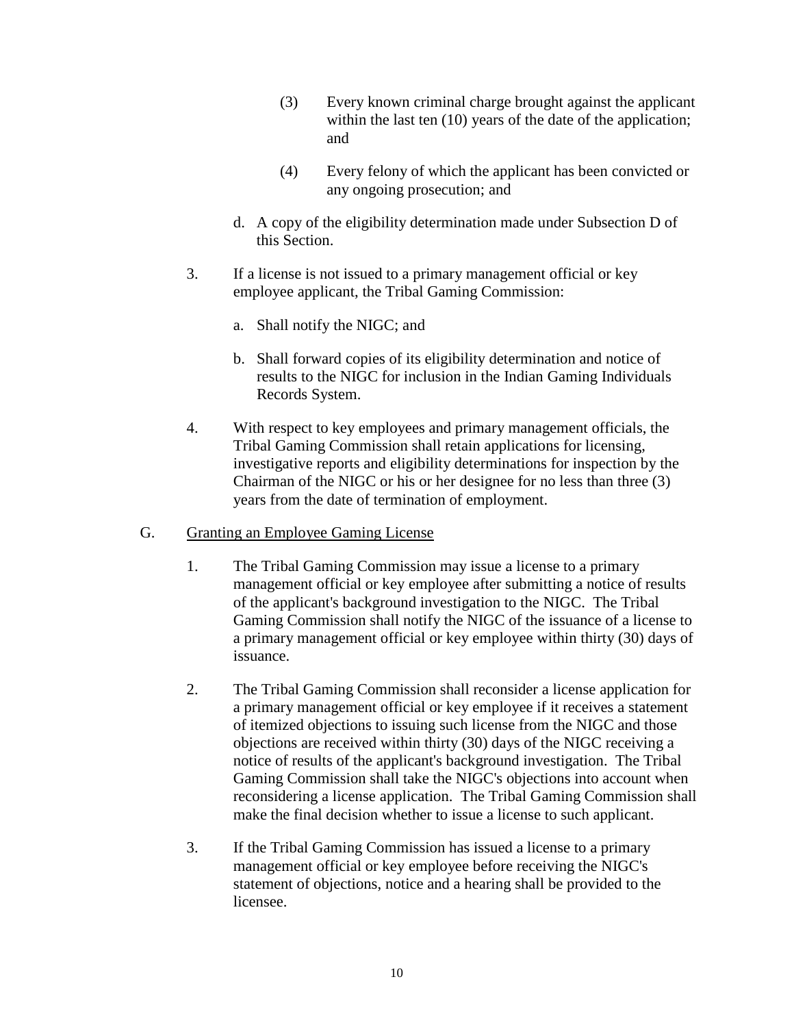(3) Every known criminal charge brought against the applicant within the last ten (10) years of the date of the application; and

(4) Every felony of which the applicant has been convicted or any ongoing prosecution; and

d. A copy of the eligibility determination made under Subsection D of this Section.

3. If a license is not issued to a primary management official or key employee applicant, the Tribal Gaming Commission:

   a. Shall notify the NIGC; and

   b. Shall forward copies of its eligibility determination and notice of results to the NIGC for inclusion in the Indian Gaming Individuals Records System.

4. With respect to key employees and primary management officials, the Tribal Gaming Commission shall retain applications for licensing, investigative reports and eligibility determinations for inspection by the Chairman of the NIGC or his or her designee for no less than three (3) years from the date of termination of employment.

G. Granting an Employee Gaming License

1. The Tribal Gaming Commission may issue a license to a primary management official or key employee after submitting a notice of results of the applicant's background investigation to the NIGC. The Tribal Gaming Commission shall notify the NIGC of the issuance of a license to a primary management official or key employee within thirty (30) days of issuance.

2. The Tribal Gaming Commission shall reconsider a license application for a primary management official or key employee if it receives a statement of itemized objections to issuing such license from the NIGC and those objections are received within thirty (30) days of the NIGC receiving a notice of results of the applicant's background investigation. The Tribal Gaming Commission shall take the NIGC's objections into account when reconsidering a license application. The Tribal Gaming Commission shall make the final decision whether to issue a license to such applicant.

3. If the Tribal Gaming Commission has issued a license to a primary management official or key employee before receiving the NIGC's statement of objections, notice and a hearing shall be provided to the licensee.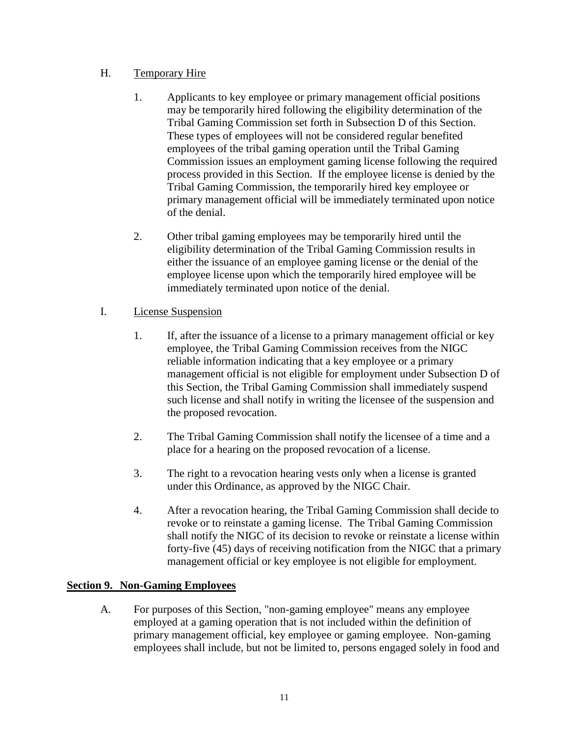H. <u>Temporary Hire</u>

1. Applicants to key employee or primary management official positions may be temporarily hired following the eligibility determination of the Tribal Gaming Commission set forth in Subsection D of this Section. These types of employees will not be considered regular benefited employees of the tribal gaming operation until the Tribal Gaming Commission issues an employment gaming license following the required process provided in this Section. If the employee license is denied by the Tribal Gaming Commission, the temporarily hired key employee or primary management official will be immediately terminated upon notice of the denial.

2. Other tribal gaming employees may be temporarily hired until the eligibility determination of the Tribal Gaming Commission results in either the issuance of an employee gaming license or the denial of the employee license upon which the temporarily hired employee will be immediately terminated upon notice of the denial.

I. <u>License Suspension</u>

1. If, after the issuance of a license to a primary management official or key employee, the Tribal Gaming Commission receives from the NIGC reliable information indicating that a key employee or a primary management official is not eligible for employment under Subsection D of this Section, the Tribal Gaming Commission shall immediately suspend such license and shall notify in writing the licensee of the suspension and the proposed revocation.

2. The Tribal Gaming Commission shall notify the licensee of a time and a place for a hearing on the proposed revocation of a license.

3. The right to a revocation hearing vests only when a license is granted under this Ordinance, as approved by the NIGC Chair.

4. After a revocation hearing, the Tribal Gaming Commission shall decide to revoke or to reinstate a gaming license. The Tribal Gaming Commission shall notify the NIGC of its decision to revoke or reinstate a license within forty-five (45) days of receiving notification from the NIGC that a primary management official or key employee is not eligible for employment.

## **<u>Section 9. Non-Gaming Employees</u>**

A. For purposes of this Section, "non-gaming employee" means any employee employed at a gaming operation that is not included within the definition of primary management official, key employee or gaming employee. Non-gaming employees shall include, but not be limited to, persons engaged solely in food and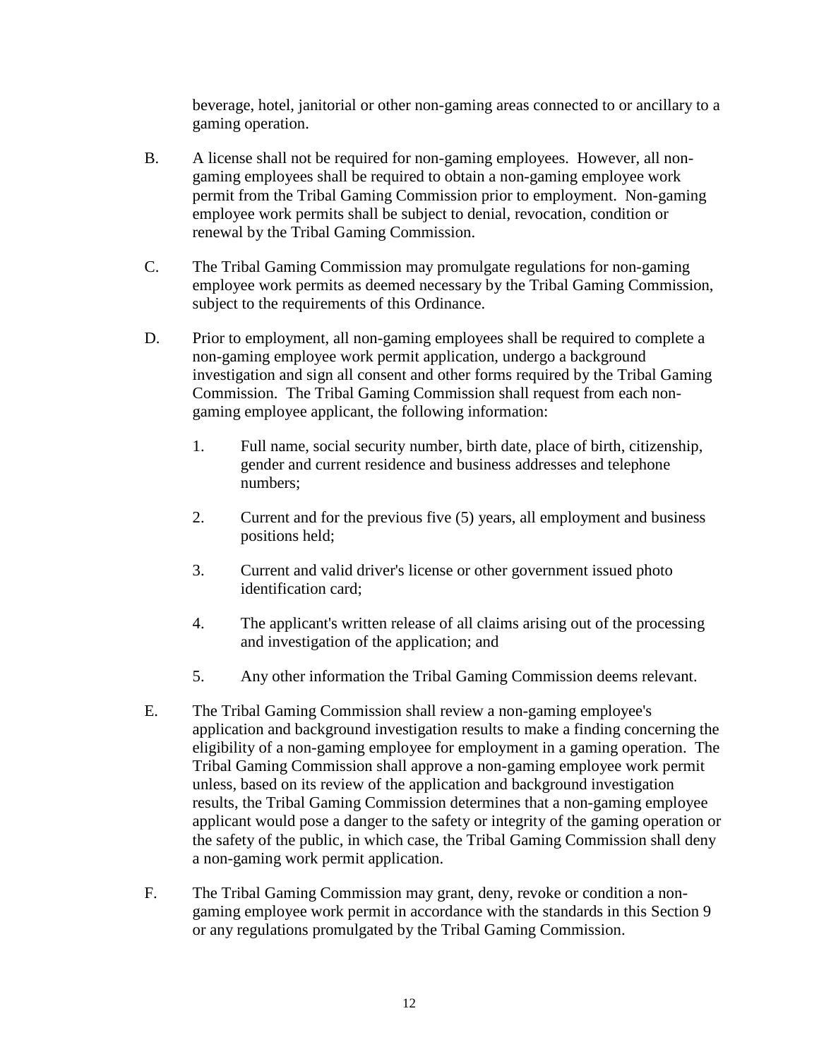beverage, hotel, janitorial or other non-gaming areas connected to or ancillary to a gaming operation.

B. A license shall not be required for non-gaming employees. However, all non-gaming employees shall be required to obtain a non-gaming employee work permit from the Tribal Gaming Commission prior to employment. Non-gaming employee work permits shall be subject to denial, revocation, condition or renewal by the Tribal Gaming Commission.

C. The Tribal Gaming Commission may promulgate regulations for non-gaming employee work permits as deemed necessary by the Tribal Gaming Commission, subject to the requirements of this Ordinance.

D. Prior to employment, all non-gaming employees shall be required to complete a non-gaming employee work permit application, undergo a background investigation and sign all consent and other forms required by the Tribal Gaming Commission. The Tribal Gaming Commission shall request from each non-gaming employee applicant, the following information:

   1. Full name, social security number, birth date, place of birth, citizenship, gender and current residence and business addresses and telephone numbers;

   2. Current and for the previous five (5) years, all employment and business positions held;

   3. Current and valid driver's license or other government issued photo identification card;

   4. The applicant's written release of all claims arising out of the processing and investigation of the application; and

   5. Any other information the Tribal Gaming Commission deems relevant.

E. The Tribal Gaming Commission shall review a non-gaming employee's application and background investigation results to make a finding concerning the eligibility of a non-gaming employee for employment in a gaming operation. The Tribal Gaming Commission shall approve a non-gaming employee work permit unless, based on its review of the application and background investigation results, the Tribal Gaming Commission determines that a non-gaming employee applicant would pose a danger to the safety or integrity of the gaming operation or the safety of the public, in which case, the Tribal Gaming Commission shall deny a non-gaming work permit application.

F. The Tribal Gaming Commission may grant, deny, revoke or condition a non-gaming employee work permit in accordance with the standards in this Section 9 or any regulations promulgated by the Tribal Gaming Commission.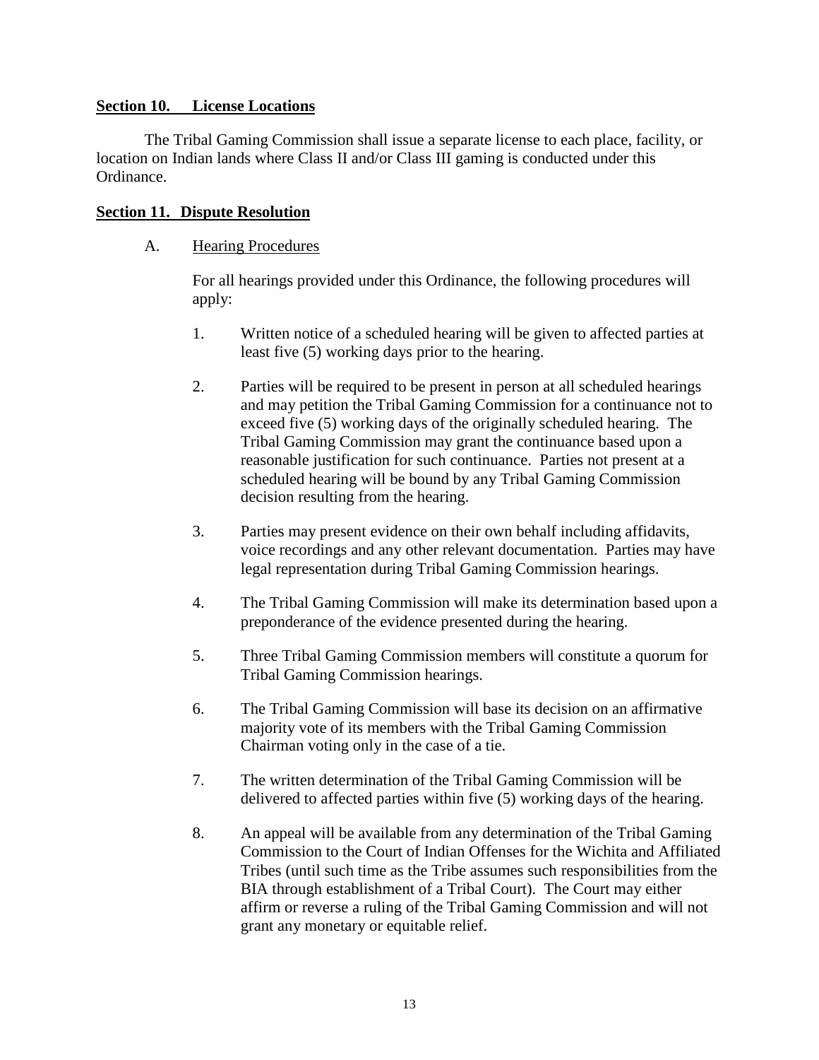## Section 10. License Locations

The Tribal Gaming Commission shall issue a separate license to each place, facility, or location on Indian lands where Class II and/or Class III gaming is conducted under this Ordinance.

## Section 11. Dispute Resolution

A. Hearing Procedures

For all hearings provided under this Ordinance, the following procedures will apply:

1. Written notice of a scheduled hearing will be given to affected parties at least five (5) working days prior to the hearing.

2. Parties will be required to be present in person at all scheduled hearings and may petition the Tribal Gaming Commission for a continuance not to exceed five (5) working days of the originally scheduled hearing. The Tribal Gaming Commission may grant the continuance based upon a reasonable justification for such continuance. Parties not present at a scheduled hearing will be bound by any Tribal Gaming Commission decision resulting from the hearing.

3. Parties may present evidence on their own behalf including affidavits, voice recordings and any other relevant documentation. Parties may have legal representation during Tribal Gaming Commission hearings.

4. The Tribal Gaming Commission will make its determination based upon a preponderance of the evidence presented during the hearing.

5. Three Tribal Gaming Commission members will constitute a quorum for Tribal Gaming Commission hearings.

6. The Tribal Gaming Commission will base its decision on an affirmative majority vote of its members with the Tribal Gaming Commission Chairman voting only in the case of a tie.

7. The written determination of the Tribal Gaming Commission will be delivered to affected parties within five (5) working days of the hearing.

8. An appeal will be available from any determination of the Tribal Gaming Commission to the Court of Indian Offenses for the Wichita and Affiliated Tribes (until such time as the Tribe assumes such responsibilities from the BIA through establishment of a Tribal Court). The Court may either affirm or reverse a ruling of the Tribal Gaming Commission and will not grant any monetary or equitable relief.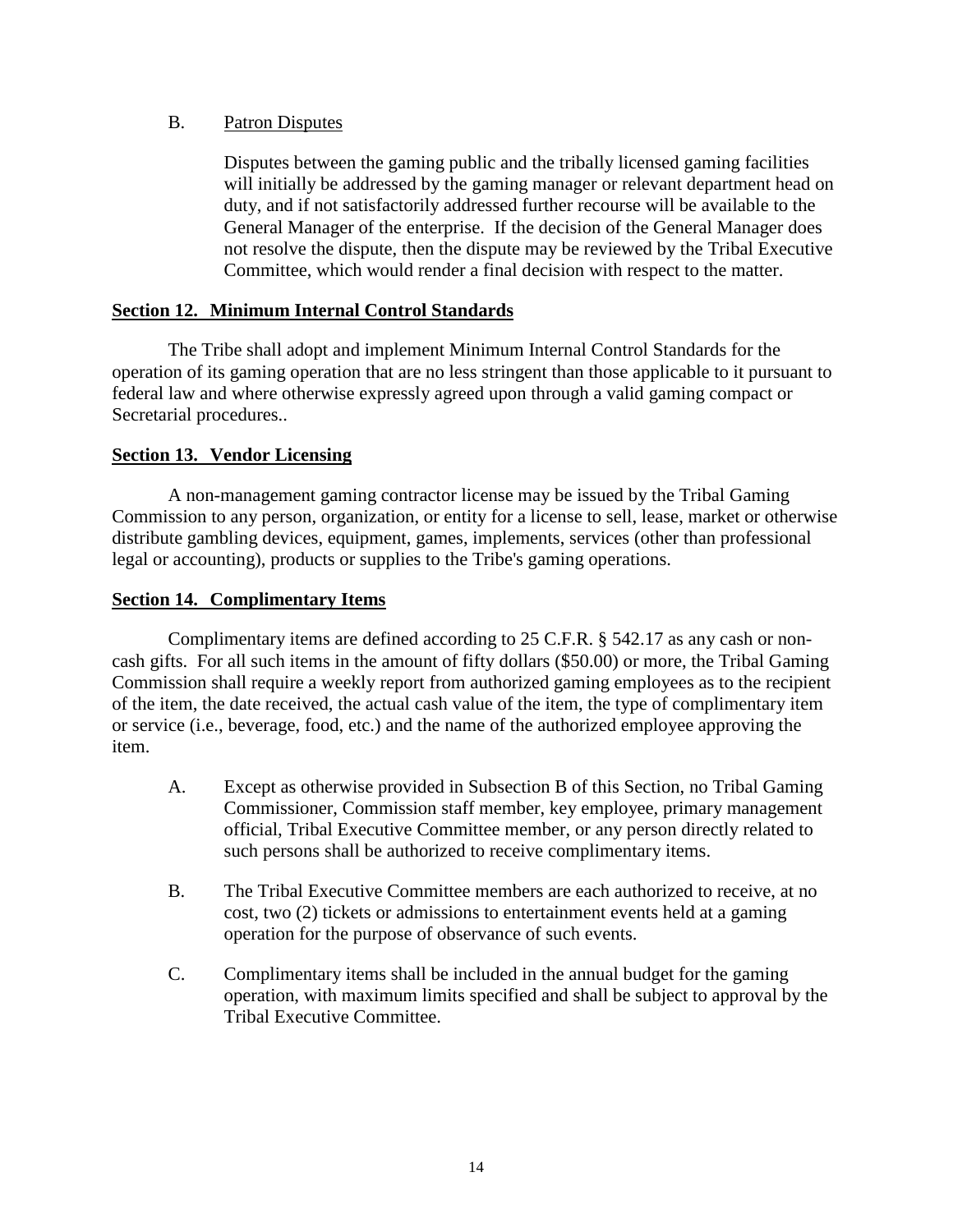B. <u>Patron Disputes</u>

Disputes between the gaming public and the tribally licensed gaming facilities will initially be addressed by the gaming manager or relevant department head on duty, and if not satisfactorily addressed further recourse will be available to the General Manager of the enterprise. If the decision of the General Manager does not resolve the dispute, then the dispute may be reviewed by the Tribal Executive Committee, which would render a final decision with respect to the matter.

**Section 12. Minimum Internal Control Standards**

The Tribe shall adopt and implement Minimum Internal Control Standards for the operation of its gaming operation that are no less stringent than those applicable to it pursuant to federal law and where otherwise expressly agreed upon through a valid gaming compact or Secretarial procedures..

**Section 13. Vendor Licensing**

A non-management gaming contractor license may be issued by the Tribal Gaming Commission to any person, organization, or entity for a license to sell, lease, market or otherwise distribute gambling devices, equipment, games, implements, services (other than professional legal or accounting), products or supplies to the Tribe's gaming operations.

**Section 14. Complimentary Items**

Complimentary items are defined according to 25 C.F.R. § 542.17 as any cash or non-cash gifts. For all such items in the amount of fifty dollars ($50.00) or more, the Tribal Gaming Commission shall require a weekly report from authorized gaming employees as to the recipient of the item, the date received, the actual cash value of the item, the type of complimentary item or service (i.e., beverage, food, etc.) and the name of the authorized employee approving the item.

A. Except as otherwise provided in Subsection B of this Section, no Tribal Gaming Commissioner, Commission staff member, key employee, primary management official, Tribal Executive Committee member, or any person directly related to such persons shall be authorized to receive complimentary items.

B. The Tribal Executive Committee members are each authorized to receive, at no cost, two (2) tickets or admissions to entertainment events held at a gaming operation for the purpose of observance of such events.

C. Complimentary items shall be included in the annual budget for the gaming operation, with maximum limits specified and shall be subject to approval by the Tribal Executive Committee.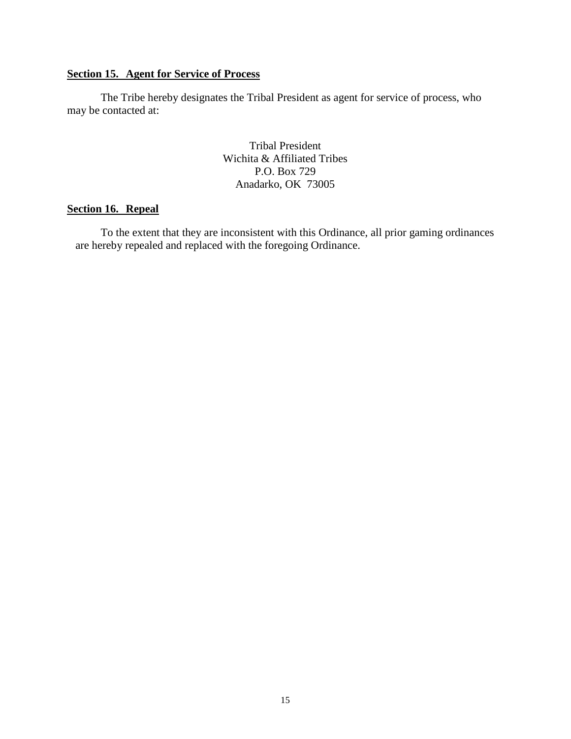**Section 15. Agent for Service of Process**

The Tribe hereby designates the Tribal President as agent for service of process, who may be contacted at:

Tribal President  
Wichita & Affiliated Tribes  
P.O. Box 729  
Anadarko, OK 73005

**Section 16. Repeal**

To the extent that they are inconsistent with this Ordinance, all prior gaming ordinances are hereby repealed and replaced with the foregoing Ordinance.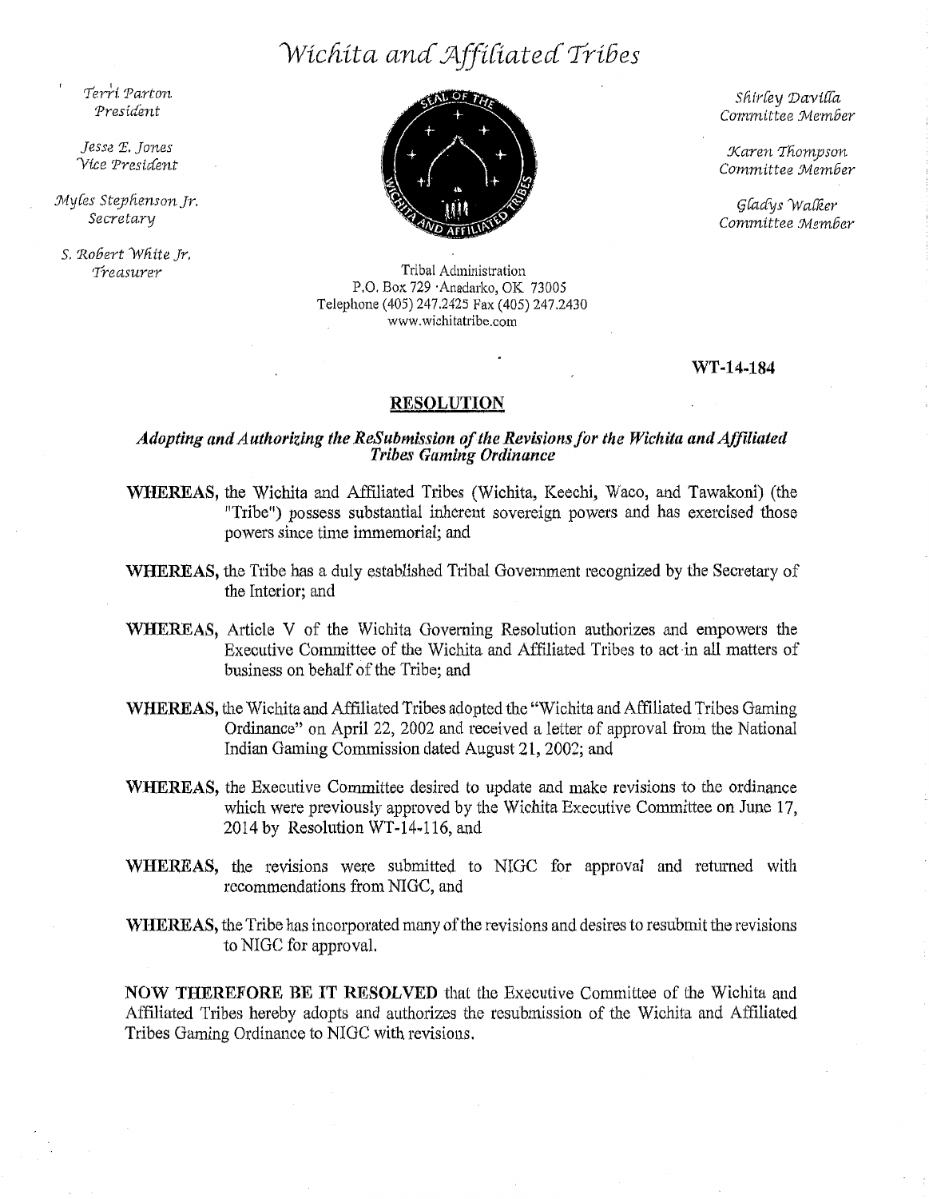# *Wichita and Affiliated Tribes*

*Terri Parton*
*President*

*Jesse E. Jones*
*Vice President*

*Myles Stephenson Jr.*
*Secretary*

*S. Robert White Jr.*
*Treasurer*

*Shirley Davilla*
*Committee Member*

*Karen Thompson*
*Committee Member*

*Gladys Walker*
*Committee Member*

Tribal Administration
P.O. Box 729 ·Anadarko, OK 73005
Telephone (405) 247.2425 Fax (405) 247.2430
www.wichitatribe.com

**WT-14-184**

## RESOLUTION

### *Adopting and Authorizing the ReSubmission of the Revisions for the Wichita and Affiliated Tribes Gaming Ordinance*

**WHEREAS,** the Wichita and Affiliated Tribes (Wichita, Keechi, Waco, and Tawakoni) (the "Tribe") possess substantial inherent sovereign powers and has exercised those powers since time immemorial; and

**WHEREAS,** the Tribe has a duly established Tribal Government recognized by the Secretary of the Interior; and

**WHEREAS,** Article V of the Wichita Governing Resolution authorizes and empowers the Executive Committee of the Wichita and Affiliated Tribes to act in all matters of business on behalf of the Tribe; and

**WHEREAS,** the Wichita and Affiliated Tribes adopted the "Wichita and Affiliated Tribes Gaming Ordinance" on April 22, 2002 and received a letter of approval from the National Indian Gaming Commission dated August 21, 2002; and

**WHEREAS,** the Executive Committee desired to update and make revisions to the ordinance which were previously approved by the Wichita Executive Committee on June 17, 2014 by Resolution WT-14-116, and

**WHEREAS,** the revisions were submitted to NIGC for approval and returned with recommendations from NIGC, and

**WHEREAS,** the Tribe has incorporated many of the revisions and desires to resubmit the revisions to NIGC for approval.

**NOW THEREFORE BE IT RESOLVED** that the Executive Committee of the Wichita and Affiliated Tribes hereby adopts and authorizes the resubmission of the Wichita and Affiliated Tribes Gaming Ordinance to NIGC with revisions.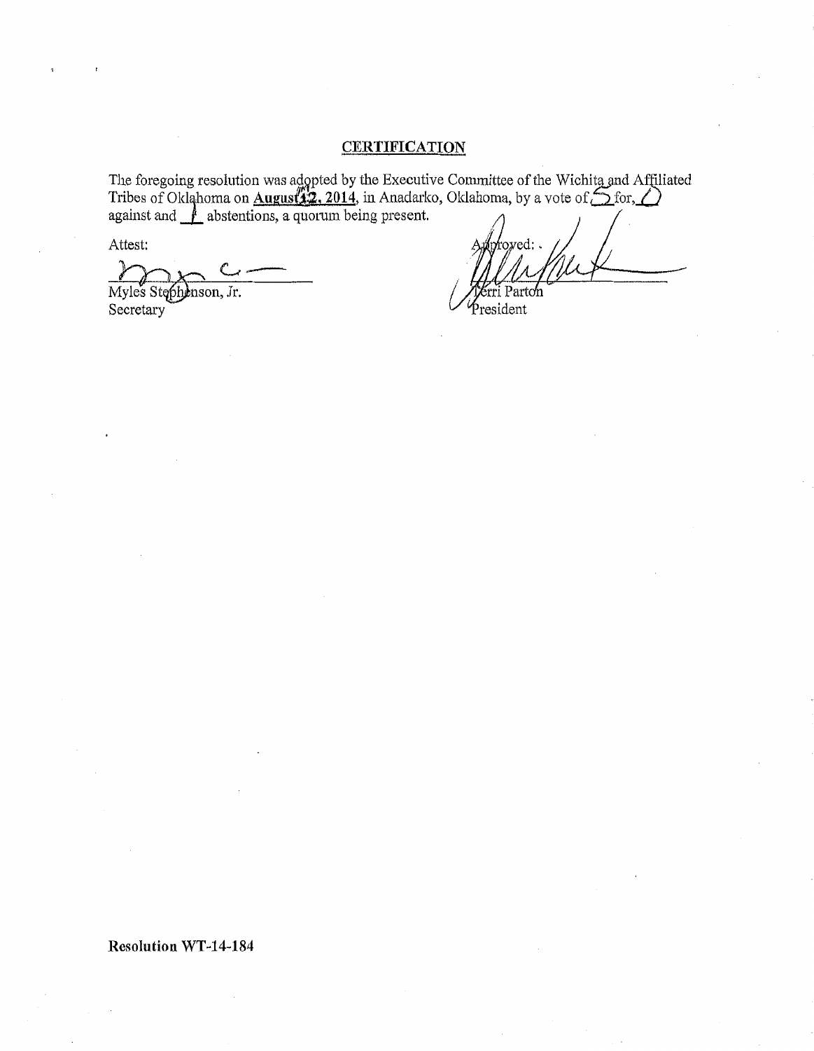## CERTIFICATION

The foregoing resolution was adopted by the Executive Committee of the Wichita and Affiliated Tribes of Oklahoma on **August 12, 2014**, in Anadarko, Oklahoma, by a vote of 5 for, 0 against and 1 abstentions, a quorum being present.

Attest:

Myles Stephenson, Jr.
Secretary

Approved:

Terri Parton
President

**Resolution WT-14-184**